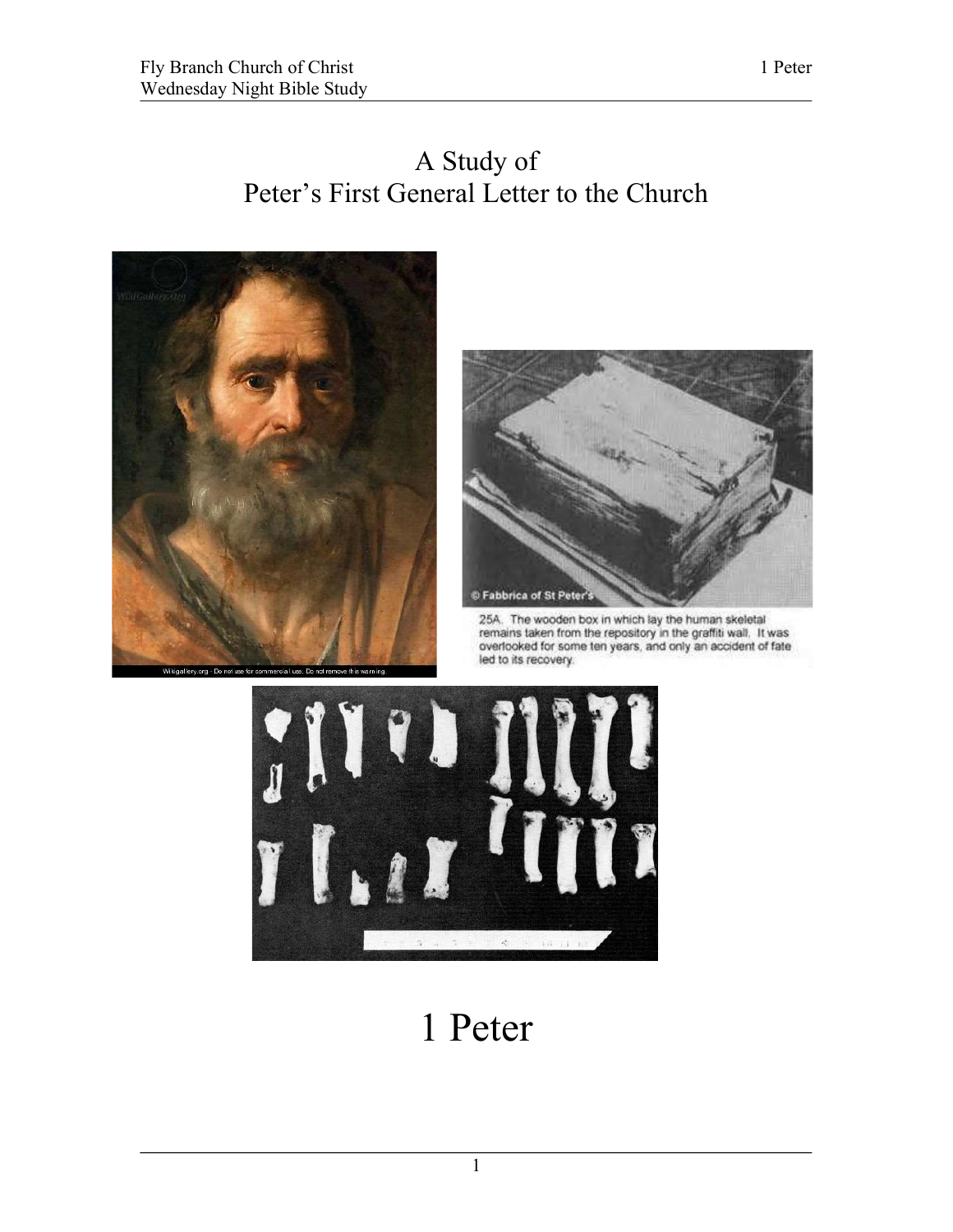# A Study of Peter's First General Letter to the Church

# 1 Peter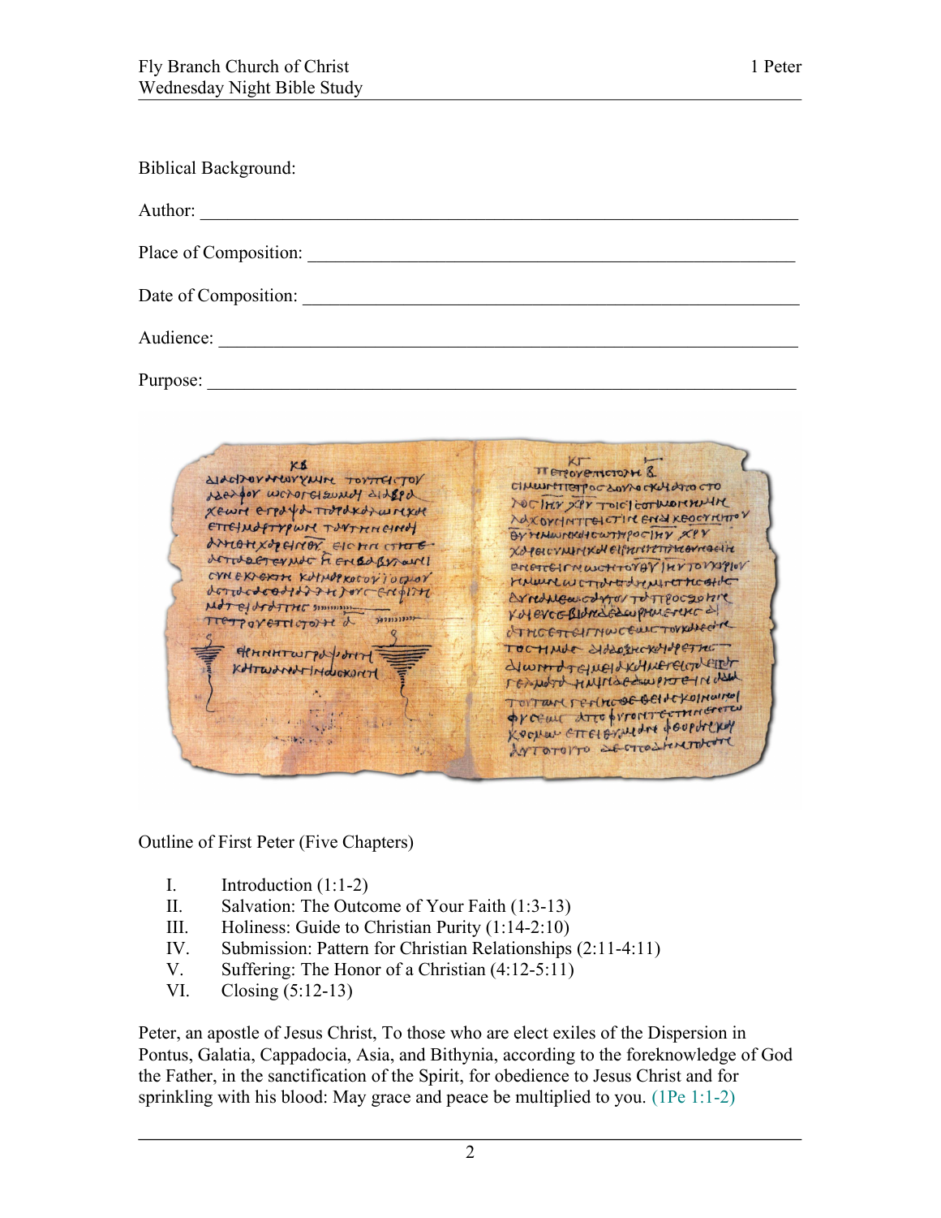Biblical Background:

Author: ______________________________________________________________

Place of Composition: ____________________________________________________

Date of Composition: _____________________________________________________

Audience: ____________________________________________________________

Purpose: _____________________________________________________________

Outline of First Peter (Five Chapters)

I. Introduction (1:1-2)
II. Salvation: The Outcome of Your Faith (1:3-13)
III. Holiness: Guide to Christian Purity (1:14-2:10)
IV. Submission: Pattern for Christian Relationships (2:11-4:11)
V. Suffering: The Honor of a Christian (4:12-5:11)
VI. Closing (5:12-13)

Peter, an apostle of Jesus Christ, To those who are elect exiles of the Dispersion in Pontus, Galatia, Cappadocia, Asia, and Bithynia, according to the foreknowledge of God the Father, in the sanctification of the Spirit, for obedience to Jesus Christ and for sprinkling with his blood: May grace and peace be multiplied to you. (1Pe 1:1-2)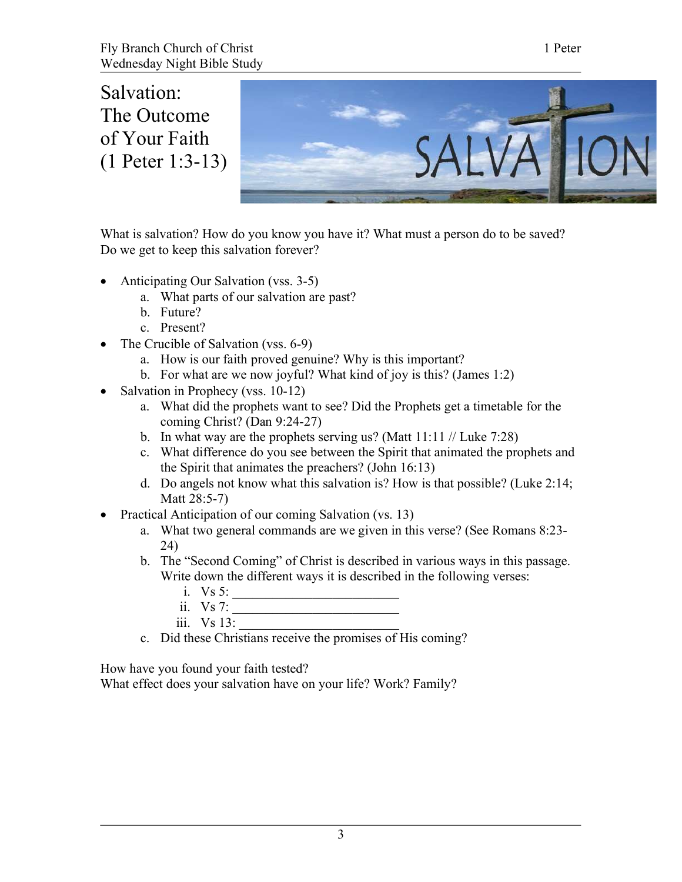# Salvation: The Outcome of Your Faith (1 Peter 1:3-13)

What is salvation? How do you know you have it? What must a person do to be saved? Do we get to keep this salvation forever?

- Anticipating Our Salvation (vss. 3-5)
  a. What parts of our salvation are past?
  b. Future?
  c. Present?
- The Crucible of Salvation (vss. 6-9)
  a. How is our faith proved genuine? Why is this important?
  b. For what are we now joyful? What kind of joy is this? (James 1:2)
- Salvation in Prophecy (vss. 10-12)
  a. What did the prophets want to see? Did the Prophets get a timetable for the coming Christ? (Dan 9:24-27)
  b. In what way are the prophets serving us? (Matt 11:11 // Luke 7:28)
  c. What difference do you see between the Spirit that animated the prophets and the Spirit that animates the preachers? (John 16:13)
  d. Do angels not know what this salvation is? How is that possible? (Luke 2:14; Matt 28:5-7)
- Practical Anticipation of our coming Salvation (vs. 13)
  a. What two general commands are we given in this verse? (See Romans 8:23-24)
  b. The "Second Coming" of Christ is described in various ways in this passage. Write down the different ways it is described in the following verses:
     i. Vs 5: ________________________
     ii. Vs 7: ________________________
     iii. Vs 13: ________________________
  c. Did these Christians receive the promises of His coming?

How have you found your faith tested?
What effect does your salvation have on your life? Work? Family?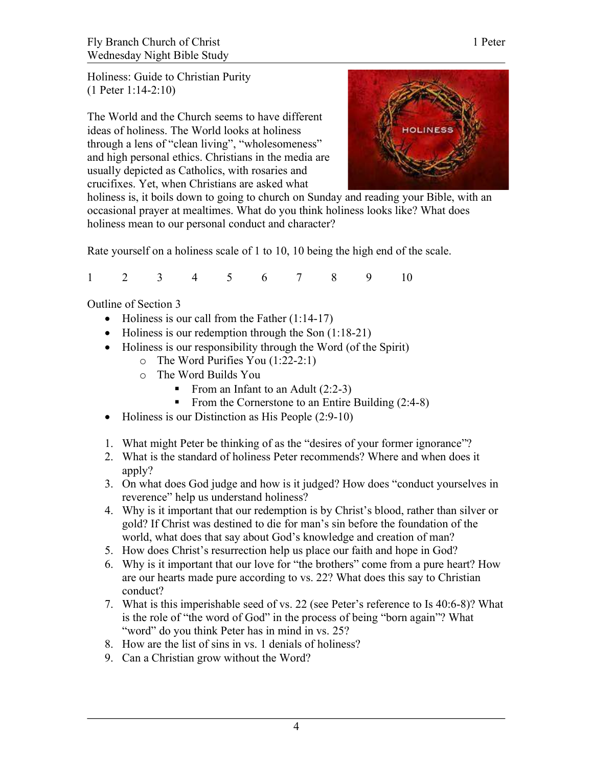Holiness: Guide to Christian Purity
(1 Peter 1:14-2:10)

The World and the Church seems to have different ideas of holiness. The World looks at holiness through a lens of "clean living", "wholesomeness" and high personal ethics. Christians in the media are usually depicted as Catholics, with rosaries and crucifixes. Yet, when Christians are asked what holiness is, it boils down to going to church on Sunday and reading your Bible, with an occasional prayer at mealtimes. What do you think holiness looks like? What does holiness mean to our personal conduct and character?

Rate yourself on a holiness scale of 1 to 10, 10 being the high end of the scale.

1  2  3  4  5  6  7  8  9  10

Outline of Section 3

- Holiness is our call from the Father (1:14-17)
- Holiness is our redemption through the Son (1:18-21)
- Holiness is our responsibility through the Word (of the Spirit)
  - The Word Purifies You (1:22-2:1)
  - The Word Builds You
    - From an Infant to an Adult (2:2-3)
    - From the Cornerstone to an Entire Building (2:4-8)
- Holiness is our Distinction as His People (2:9-10)

1. What might Peter be thinking of as the "desires of your former ignorance"?
2. What is the standard of holiness Peter recommends? Where and when does it apply?
3. On what does God judge and how is it judged? How does "conduct yourselves in reverence" help us understand holiness?
4. Why is it important that our redemption is by Christ's blood, rather than silver or gold? If Christ was destined to die for man's sin before the foundation of the world, what does that say about God's knowledge and creation of man?
5. How does Christ's resurrection help us place our faith and hope in God?
6. Why is it important that our love for "the brothers" come from a pure heart? How are our hearts made pure according to vs. 22? What does this say to Christian conduct?
7. What is this imperishable seed of vs. 22 (see Peter's reference to Is 40:6-8)? What is the role of "the word of God" in the process of being "born again"? What "word" do you think Peter has in mind in vs. 25?
8. How are the list of sins in vs. 1 denials of holiness?
9. Can a Christian grow without the Word?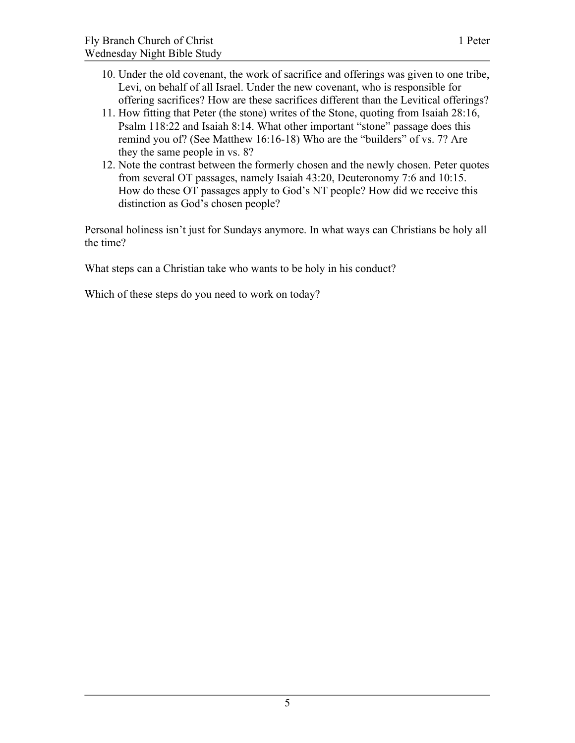10. Under the old covenant, the work of sacrifice and offerings was given to one tribe, Levi, on behalf of all Israel. Under the new covenant, who is responsible for offering sacrifices? How are these sacrifices different than the Levitical offerings?
11. How fitting that Peter (the stone) writes of the Stone, quoting from Isaiah 28:16, Psalm 118:22 and Isaiah 8:14. What other important "stone" passage does this remind you of? (See Matthew 16:16-18) Who are the "builders" of vs. 7? Are they the same people in vs. 8?
12. Note the contrast between the formerly chosen and the newly chosen. Peter quotes from several OT passages, namely Isaiah 43:20, Deuteronomy 7:6 and 10:15. How do these OT passages apply to God's NT people? How did we receive this distinction as God's chosen people?

Personal holiness isn't just for Sundays anymore. In what ways can Christians be holy all the time?

What steps can a Christian take who wants to be holy in his conduct?

Which of these steps do you need to work on today?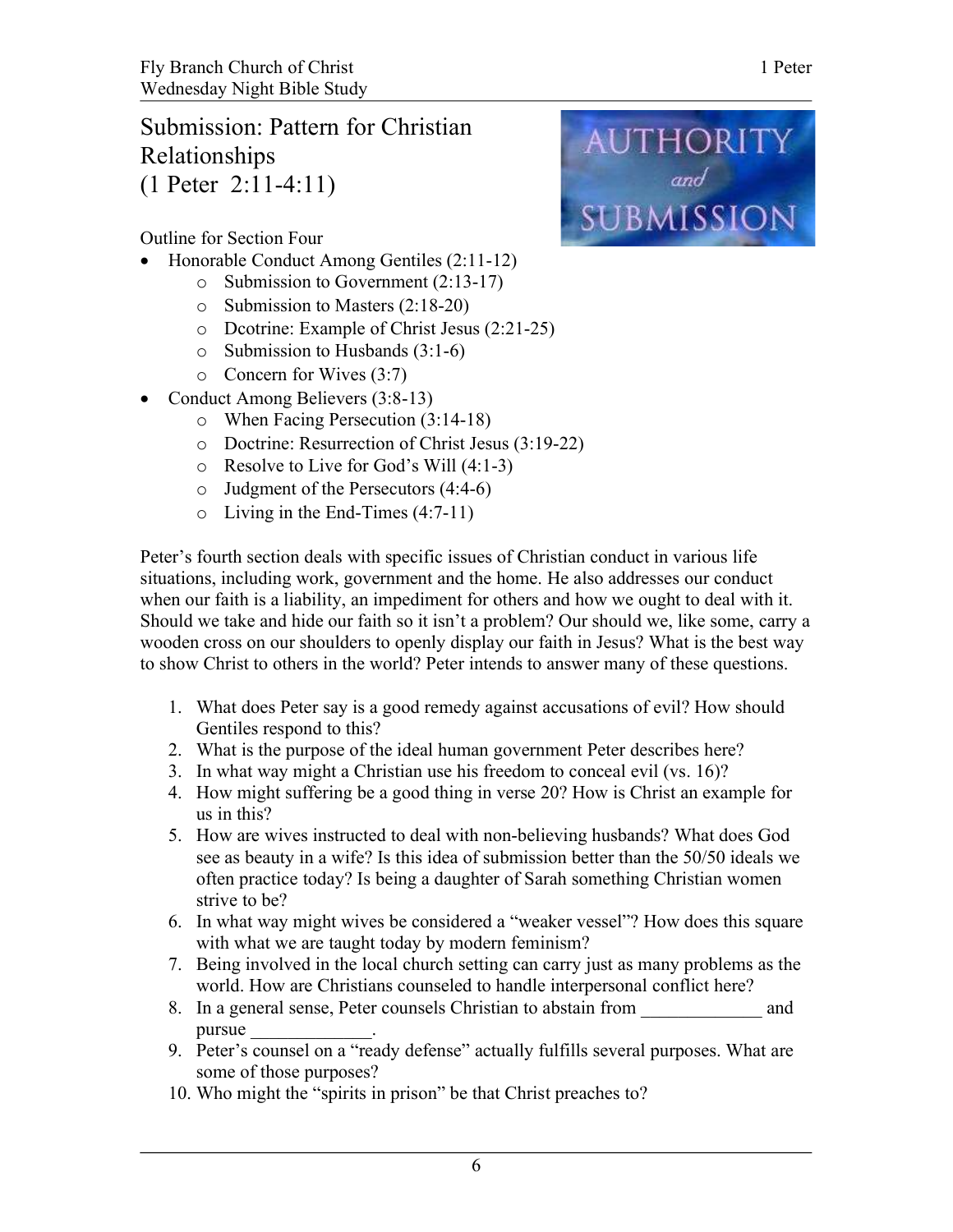# Submission: Pattern for Christian Relationships (1 Peter 2:11-4:11)

Outline for Section Four

- Honorable Conduct Among Gentiles (2:11-12)
  - Submission to Government (2:13-17)
  - Submission to Masters (2:18-20)
  - Dcotrine: Example of Christ Jesus (2:21-25)
  - Submission to Husbands (3:1-6)
  - Concern for Wives (3:7)
- Conduct Among Believers (3:8-13)
  - When Facing Persecution (3:14-18)
  - Doctrine: Resurrection of Christ Jesus (3:19-22)
  - Resolve to Live for God's Will (4:1-3)
  - Judgment of the Persecutors (4:4-6)
  - Living in the End-Times (4:7-11)

Peter's fourth section deals with specific issues of Christian conduct in various life situations, including work, government and the home. He also addresses our conduct when our faith is a liability, an impediment for others and how we ought to deal with it. Should we take and hide our faith so it isn't a problem? Our should we, like some, carry a wooden cross on our shoulders to openly display our faith in Jesus? What is the best way to show Christ to others in the world? Peter intends to answer many of these questions.

1. What does Peter say is a good remedy against accusations of evil? How should Gentiles respond to this?
2. What is the purpose of the ideal human government Peter describes here?
3. In what way might a Christian use his freedom to conceal evil (vs. 16)?
4. How might suffering be a good thing in verse 20? How is Christ an example for us in this?
5. How are wives instructed to deal with non-believing husbands? What does God see as beauty in a wife? Is this idea of submission better than the 50/50 ideals we often practice today? Is being a daughter of Sarah something Christian women strive to be?
6. In what way might wives be considered a "weaker vessel"? How does this square with what we are taught today by modern feminism?
7. Being involved in the local church setting can carry just as many problems as the world. How are Christians counseled to handle interpersonal conflict here?
8. In a general sense, Peter counsels Christian to abstain from _____________ and pursue _____________.
9. Peter's counsel on a "ready defense" actually fulfills several purposes. What are some of those purposes?
10. Who might the "spirits in prison" be that Christ preaches to?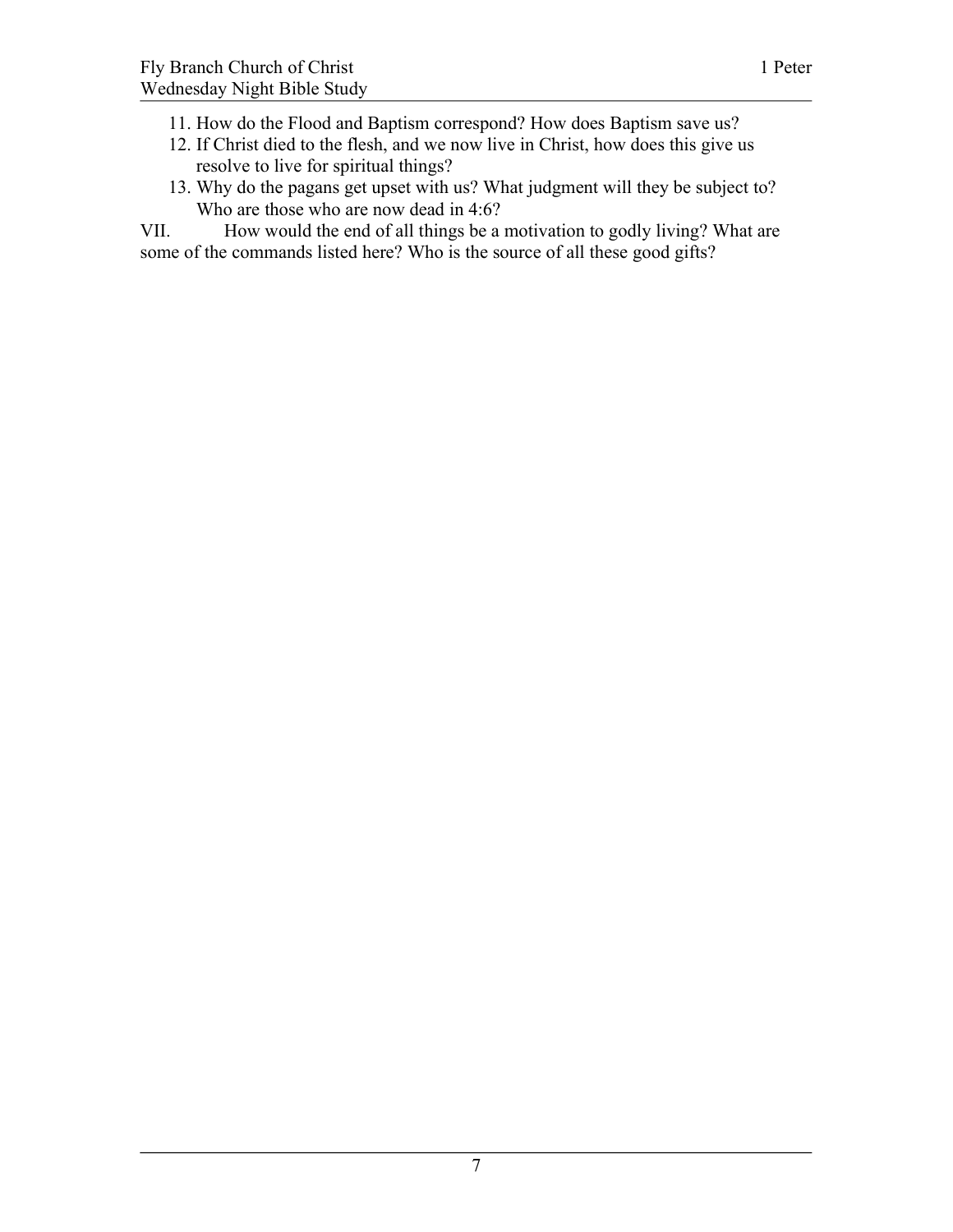11. How do the Flood and Baptism correspond? How does Baptism save us?
12. If Christ died to the flesh, and we now live in Christ, how does this give us resolve to live for spiritual things?
13. Why do the pagans get upset with us? What judgment will they be subject to? Who are those who are now dead in 4:6?

VII. How would the end of all things be a motivation to godly living? What are some of the commands listed here? Who is the source of all these good gifts?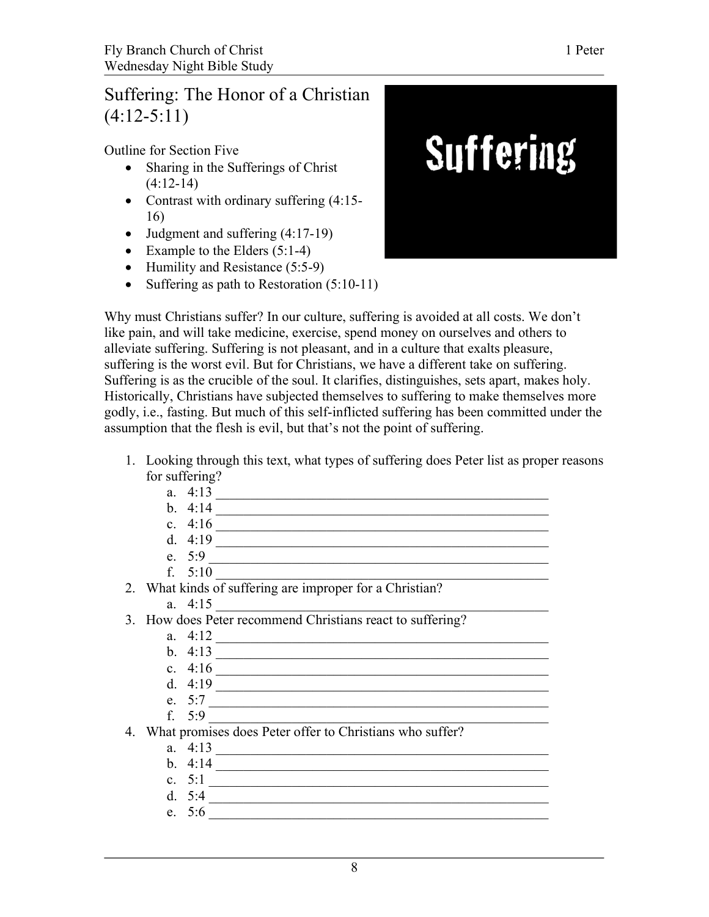# Suffering: The Honor of a Christian (4:12-5:11)

Outline for Section Five

- Sharing in the Sufferings of Christ (4:12-14)
- Contrast with ordinary suffering (4:15-16)
- Judgment and suffering (4:17-19)
- Example to the Elders (5:1-4)
- Humility and Resistance (5:5-9)
- Suffering as path to Restoration (5:10-11)

Why must Christians suffer? In our culture, suffering is avoided at all costs. We don't like pain, and will take medicine, exercise, spend money on ourselves and others to alleviate suffering. Suffering is not pleasant, and in a culture that exalts pleasure, suffering is the worst evil. But for Christians, we have a different take on suffering. Suffering is as the crucible of the soul. It clarifies, distinguishes, sets apart, makes holy. Historically, Christians have subjected themselves to suffering to make themselves more godly, i.e., fasting. But much of this self-inflicted suffering has been committed under the assumption that the flesh is evil, but that's not the point of suffering.

1. Looking through this text, what types of suffering does Peter list as proper reasons for suffering?
   a. 4:13 ______________________________________________
   b. 4:14 ______________________________________________
   c. 4:16 ______________________________________________
   d. 4:19 ______________________________________________
   e. 5:9 ______________________________________________
   f. 5:10 ______________________________________________
2. What kinds of suffering are improper for a Christian?
   a. 4:15 ______________________________________________
3. How does Peter recommend Christians react to suffering?
   a. 4:12 ______________________________________________
   b. 4:13 ______________________________________________
   c. 4:16 ______________________________________________
   d. 4:19 ______________________________________________
   e. 5:7 ______________________________________________
   f. 5:9 ______________________________________________
4. What promises does Peter offer to Christians who suffer?
   a. 4:13 ______________________________________________
   b. 4:14 ______________________________________________
   c. 5:1 ______________________________________________
   d. 5:4 ______________________________________________
   e. 5:6 ______________________________________________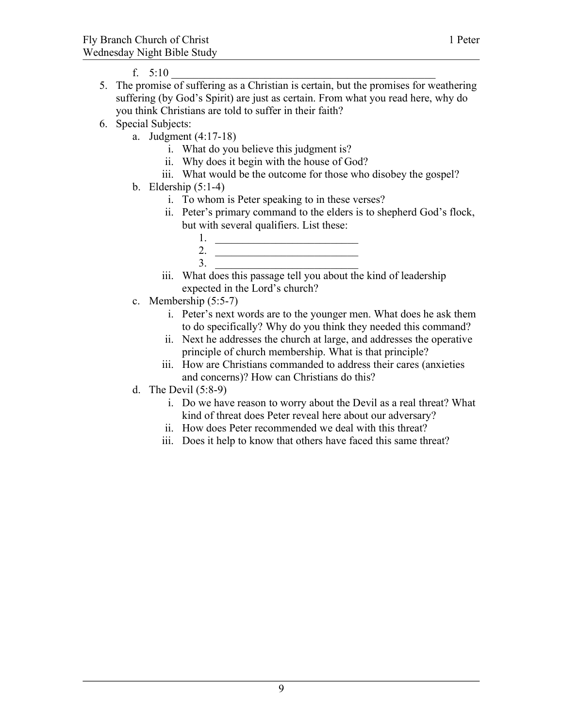f. 5:10 ________________________________________________

5. The promise of suffering as a Christian is certain, but the promises for weathering suffering (by God's Spirit) are just as certain. From what you read here, why do you think Christians are told to suffer in their faith?
6. Special Subjects:
   a. Judgment (4:17-18)
      i. What do you believe this judgment is?
      ii. Why does it begin with the house of God?
      iii. What would be the outcome for those who disobey the gospel?
   b. Eldership (5:1-4)
      i. To whom is Peter speaking to in these verses?
      ii. Peter's primary command to the elders is to shepherd God's flock, but with several qualifiers. List these:
         1. ___________________________
         2. ___________________________
         3. ___________________________
      iii. What does this passage tell you about the kind of leadership expected in the Lord's church?
   c. Membership (5:5-7)
      i. Peter's next words are to the younger men. What does he ask them to do specifically? Why do you think they needed this command?
      ii. Next he addresses the church at large, and addresses the operative principle of church membership. What is that principle?
      iii. How are Christians commanded to address their cares (anxieties and concerns)? How can Christians do this?
   d. The Devil (5:8-9)
      i. Do we have reason to worry about the Devil as a real threat? What kind of threat does Peter reveal here about our adversary?
      ii. How does Peter recommended we deal with this threat?
      iii. Does it help to know that others have faced this same threat?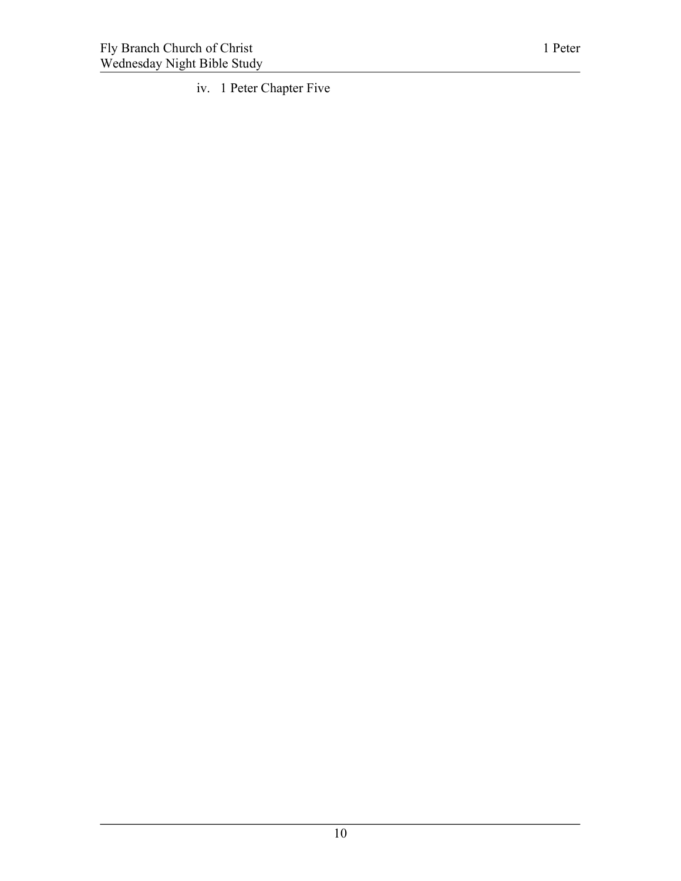iv. 1 Peter Chapter Five